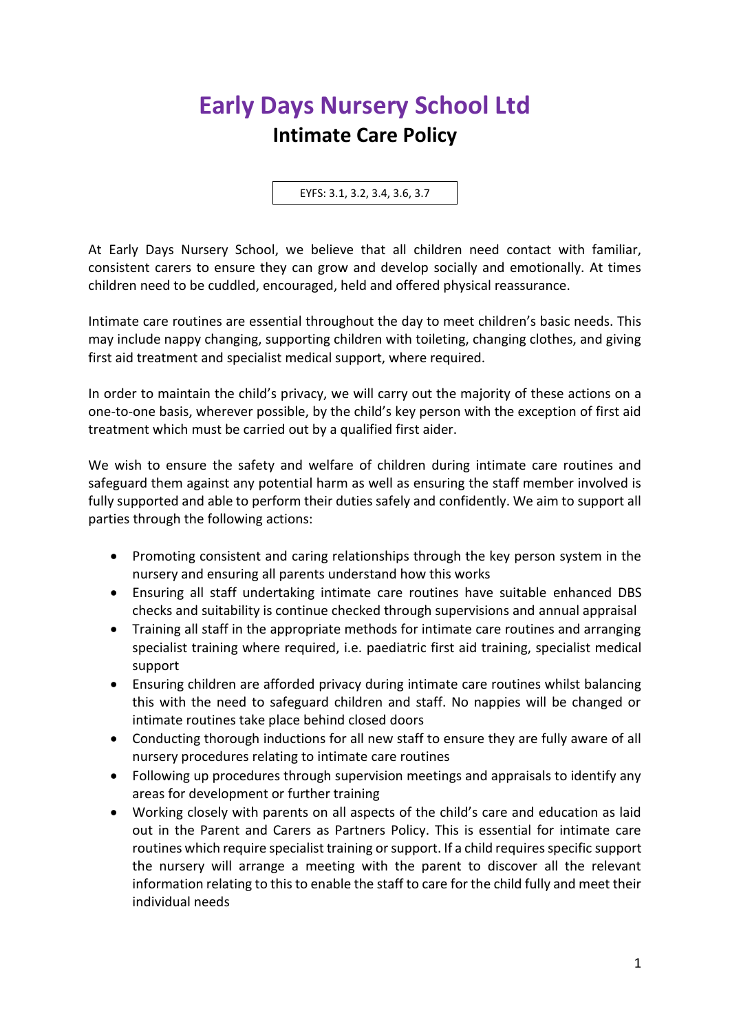# Early Days Nursery School Ltd

## Intimate Care Policy

EYFS: 3.1, 3.2, 3.4, 3.6, 3.7

At Early Days Nursery School, we believe that all children need contact with familiar, consistent carers to ensure they can grow and develop socially and emotionally. At times children need to be cuddled, encouraged, held and offered physical reassurance.

Intimate care routines are essential throughout the day to meet children's basic needs. This may include nappy changing, supporting children with toileting, changing clothes, and giving first aid treatment and specialist medical support, where required.

In order to maintain the child's privacy, we will carry out the majority of these actions on a one-to-one basis, wherever possible, by the child's key person with the exception of first aid treatment which must be carried out by a qualified first aider.

We wish to ensure the safety and welfare of children during intimate care routines and safeguard them against any potential harm as well as ensuring the staff member involved is fully supported and able to perform their duties safely and confidently. We aim to support all parties through the following actions:

- Promoting consistent and caring relationships through the key person system in the nursery and ensuring all parents understand how this works
- Ensuring all staff undertaking intimate care routines have suitable enhanced DBS checks and suitability is continue checked through supervisions and annual appraisal
- Training all staff in the appropriate methods for intimate care routines and arranging specialist training where required, i.e. paediatric first aid training, specialist medical support
- Ensuring children are afforded privacy during intimate care routines whilst balancing this with the need to safeguard children and staff. No nappies will be changed or intimate routines take place behind closed doors
- Conducting thorough inductions for all new staff to ensure they are fully aware of all nursery procedures relating to intimate care routines
- Following up procedures through supervision meetings and appraisals to identify any areas for development or further training
- Working closely with parents on all aspects of the child's care and education as laid out in the Parent and Carers as Partners Policy. This is essential for intimate care routines which require specialist training or support. If a child requires specific support the nursery will arrange a meeting with the parent to discover all the relevant information relating to this to enable the staff to care for the child fully and meet their individual needs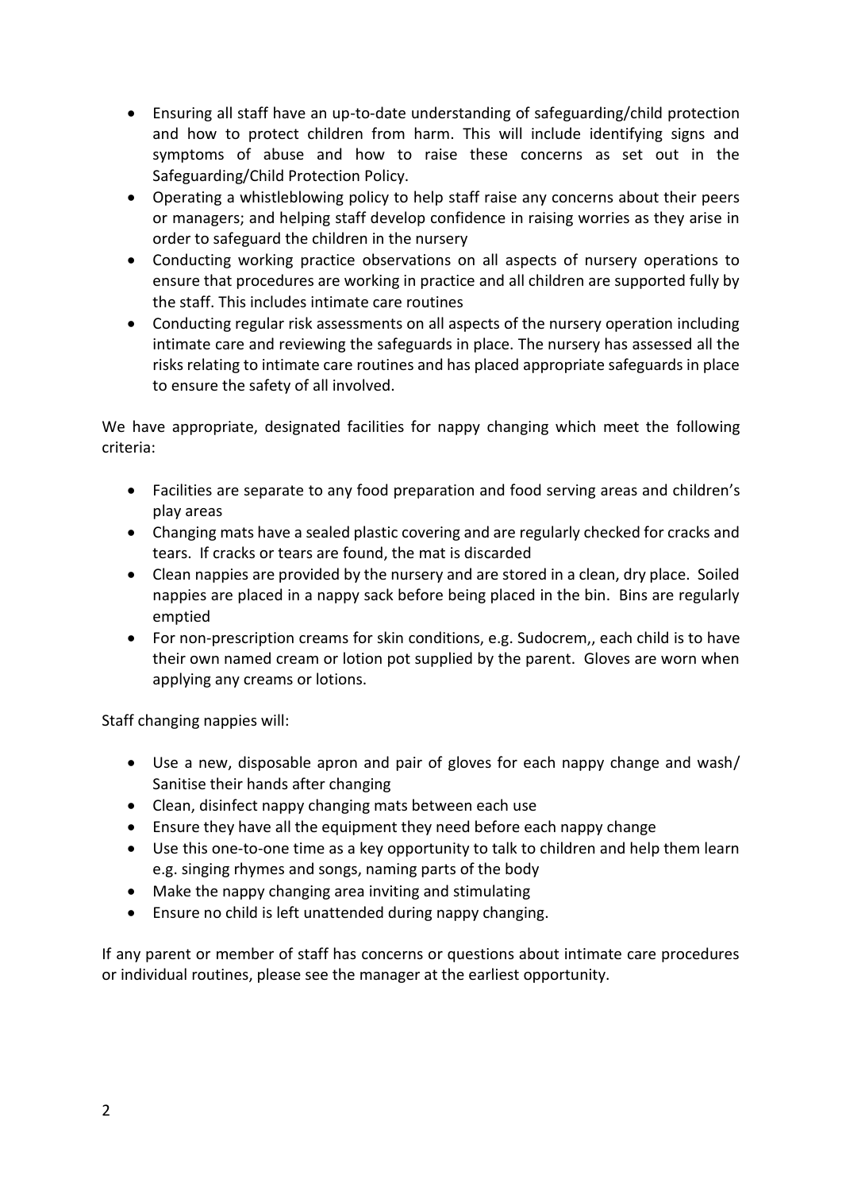- Ensuring all staff have an up-to-date understanding of safeguarding/child protection and how to protect children from harm. This will include identifying signs and symptoms of abuse and how to raise these concerns as set out in the Safeguarding/Child Protection Policy.
- Operating a whistleblowing policy to help staff raise any concerns about their peers or managers; and helping staff develop confidence in raising worries as they arise in order to safeguard the children in the nursery
- Conducting working practice observations on all aspects of nursery operations to ensure that procedures are working in practice and all children are supported fully by the staff. This includes intimate care routines
- Conducting regular risk assessments on all aspects of the nursery operation including intimate care and reviewing the safeguards in place. The nursery has assessed all the risks relating to intimate care routines and has placed appropriate safeguards in place to ensure the safety of all involved.

We have appropriate, designated facilities for nappy changing which meet the following criteria:

- Facilities are separate to any food preparation and food serving areas and children's play areas
- Changing mats have a sealed plastic covering and are regularly checked for cracks and tears. If cracks or tears are found, the mat is discarded
- Clean nappies are provided by the nursery and are stored in a clean, dry place. Soiled nappies are placed in a nappy sack before being placed in the bin. Bins are regularly emptied
- For non-prescription creams for skin conditions, e.g. Sudocrem,, each child is to have their own named cream or lotion pot supplied by the parent. Gloves are worn when applying any creams or lotions.

Staff changing nappies will:

- Use a new, disposable apron and pair of gloves for each nappy change and wash/ Sanitise their hands after changing
- Clean, disinfect nappy changing mats between each use
- Ensure they have all the equipment they need before each nappy change
- Use this one-to-one time as a key opportunity to talk to children and help them learn e.g. singing rhymes and songs, naming parts of the body
- Make the nappy changing area inviting and stimulating
- Ensure no child is left unattended during nappy changing.

If any parent or member of staff has concerns or questions about intimate care procedures or individual routines, please see the manager at the earliest opportunity.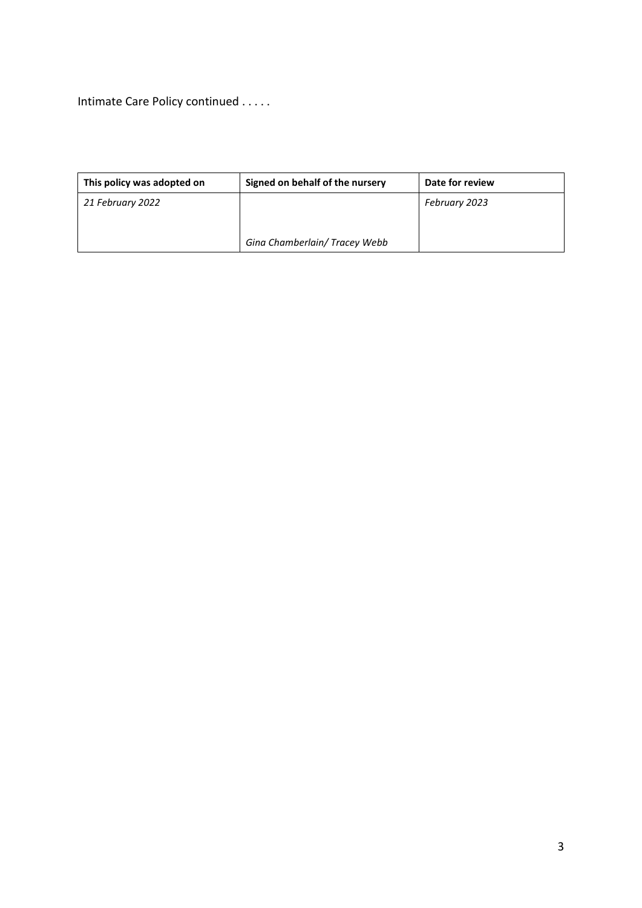Intimate Care Policy continued . . . . .

| This policy was adopted on | Signed on behalf of the nursery | Date for review |
|---|---|---|
| *21 February 2022* | *Gina Chamberlain/ Tracey Webb* | *February 2023* |